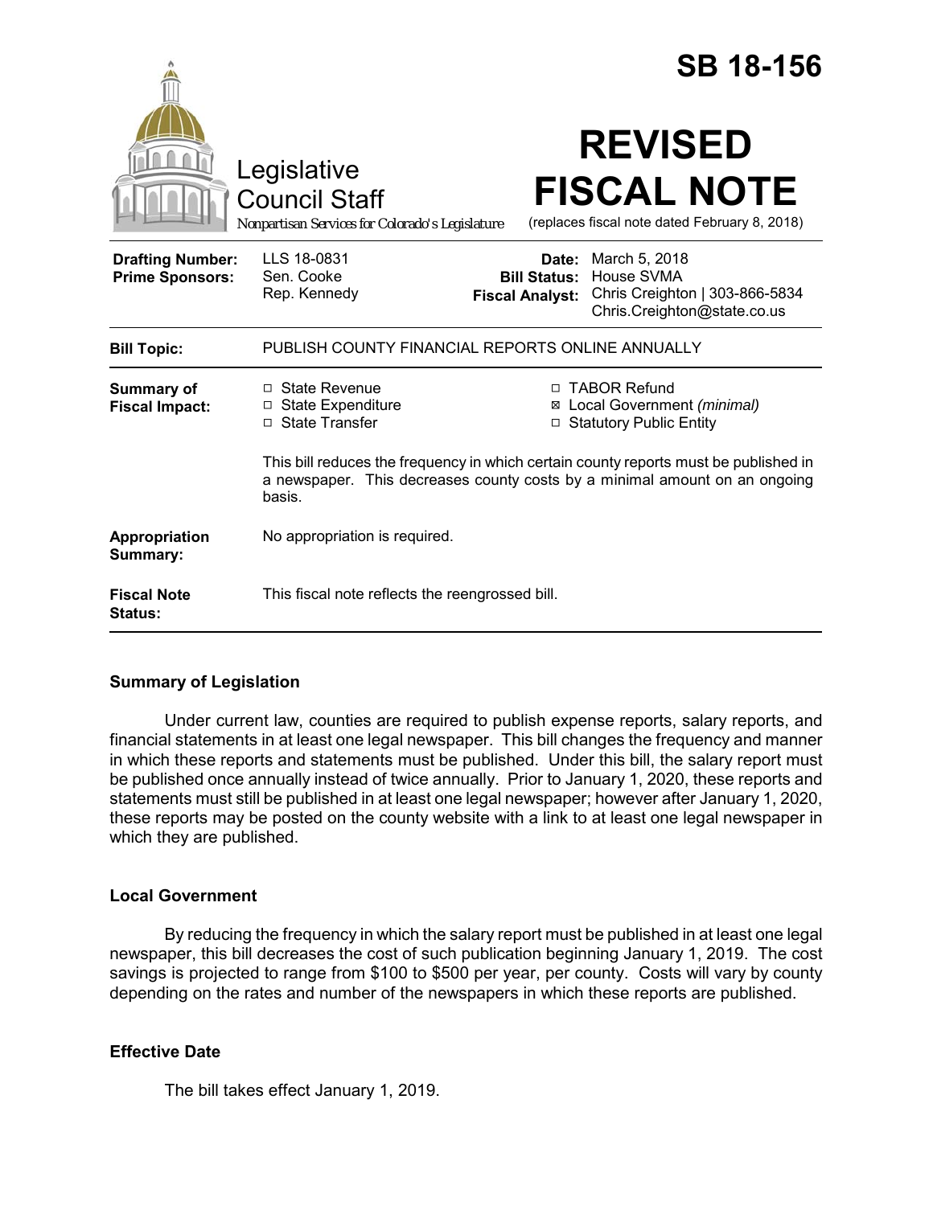# SB 18-156

Legislative Council Staff
Nonpartisan Services for Colorado's Legislature

# REVISED FISCAL NOTE

(replaces fiscal note dated February 8, 2018)

| | | | |
|---|---|---|---|
| **Drafting Number:** | LLS 18-0831 | **Date:** | March 5, 2018 |
| **Prime Sponsors:** | Sen. Cooke<br>Rep. Kennedy | **Bill Status:** | House SVMA |
| | | **Fiscal Analyst:** | Chris Creighton \| 303-866-5834<br>Chris.Creighton@state.co.us |

| | |
|---|---|
| **Bill Topic:** | PUBLISH COUNTY FINANCIAL REPORTS ONLINE ANNUALLY |
| **Summary of Fiscal Impact:** | ☐ State Revenue<br>☐ State Expenditure<br>☐ State Transfer<br>☐ TABOR Refund<br>☒ Local Government *(minimal)*<br>☐ Statutory Public Entity<br><br>This bill reduces the frequency in which certain county reports must be published in a newspaper. This decreases county costs by a minimal amount on an ongoing basis. |
| **Appropriation Summary:** | No appropriation is required. |
| **Fiscal Note Status:** | This fiscal note reflects the reengrossed bill. |

## Summary of Legislation

Under current law, counties are required to publish expense reports, salary reports, and financial statements in at least one legal newspaper. This bill changes the frequency and manner in which these reports and statements must be published. Under this bill, the salary report must be published once annually instead of twice annually. Prior to January 1, 2020, these reports and statements must still be published in at least one legal newspaper; however after January 1, 2020, these reports may be posted on the county website with a link to at least one legal newspaper in which they are published.

## Local Government

By reducing the frequency in which the salary report must be published in at least one legal newspaper, this bill decreases the cost of such publication beginning January 1, 2019. The cost savings is projected to range from $100 to $500 per year, per county. Costs will vary by county depending on the rates and number of the newspapers in which these reports are published.

## Effective Date

The bill takes effect January 1, 2019.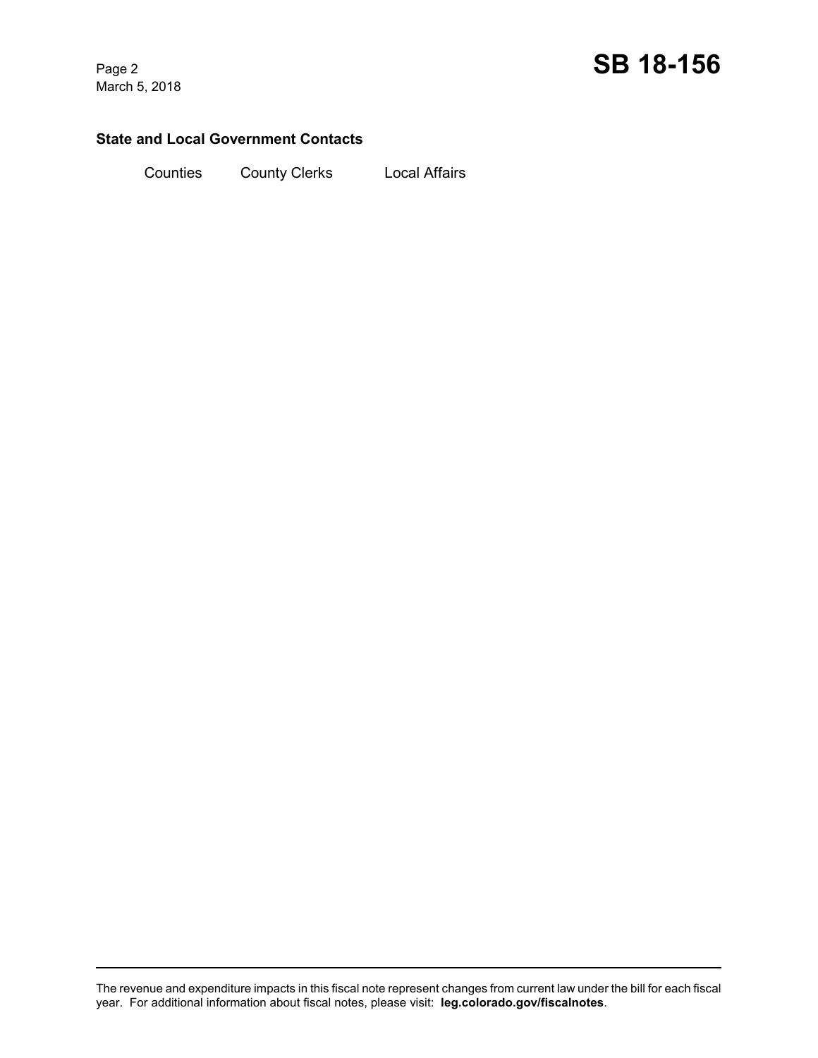**State and Local Government Contacts**

Counties    County Clerks    Local Affairs

The revenue and expenditure impacts in this fiscal note represent changes from current law under the bill for each fiscal year. For additional information about fiscal notes, please visit: **leg.colorado.gov/fiscalnotes**.